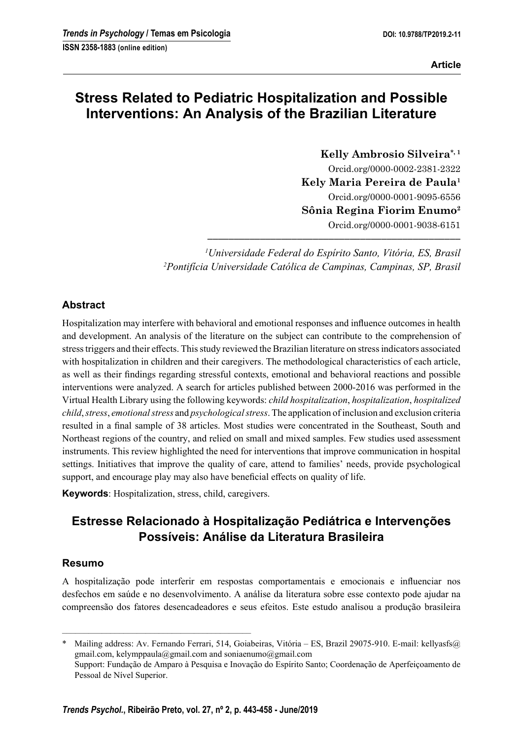Trends in Psychology / Temas em Psicologia

ISSN 2358-1883 (online edition)

DOI: 10.9788/TP2019.2-11

Article

# Stress Related to Pediatric Hospitalization and Possible Interventions: An Analysis of the Brazilian Literature

**Kelly Ambrosio Silveira**[*, 1]
Orcid.org/0000-0002-2381-2322

**Kely Maria Pereira de Paula**[1]
Orcid.org/0000-0001-9095-6556

**Sônia Regina Fiorim Enumo**[2]
Orcid.org/0000-0001-9038-6151

[1]*Universidade Federal do Espírito Santo, Vitória, ES, Brasil*
[2]*Pontifícia Universidade Católica de Campinas, Campinas, SP, Brasil*

## Abstract

Hospitalization may interfere with behavioral and emotional responses and influence outcomes in health and development. An analysis of the literature on the subject can contribute to the comprehension of stress triggers and their effects. This study reviewed the Brazilian literature on stress indicators associated with hospitalization in children and their caregivers. The methodological characteristics of each article, as well as their findings regarding stressful contexts, emotional and behavioral reactions and possible interventions were analyzed. A search for articles published between 2000-2016 was performed in the Virtual Health Library using the following keywords: *child hospitalization*, *hospitalization*, *hospitalized child*, *stress*, *emotional stress* and *psychological stress*. The application of inclusion and exclusion criteria resulted in a final sample of 38 articles. Most studies were concentrated in the Southeast, South and Northeast regions of the country, and relied on small and mixed samples. Few studies used assessment instruments. This review highlighted the need for interventions that improve communication in hospital settings. Initiatives that improve the quality of care, attend to families' needs, provide psychological support, and encourage play may also have beneficial effects on quality of life.

**Keywords**: Hospitalization, stress, child, caregivers.

# Estresse Relacionado à Hospitalização Pediátrica e Intervenções Possíveis: Análise da Literatura Brasileira

## Resumo

A hospitalização pode interferir em respostas comportamentais e emocionais e influenciar nos desfechos em saúde e no desenvolvimento. A análise da literatura sobre esse contexto pode ajudar na compreensão dos fatores desencadeadores e seus efeitos. Este estudo analisou a produção brasileira

---

\* Mailing address: Av. Fernando Ferrari, 514, Goiabeiras, Vitória – ES, Brazil 29075-910. E-mail: kellyasfs@gmail.com, kelymppaula@gmail.com and soniaenumo@gmail.com
Support: Fundação de Amparo à Pesquisa e Inovação do Espírito Santo; Coordenação de Aperfeiçoamento de Pessoal de Nível Superior.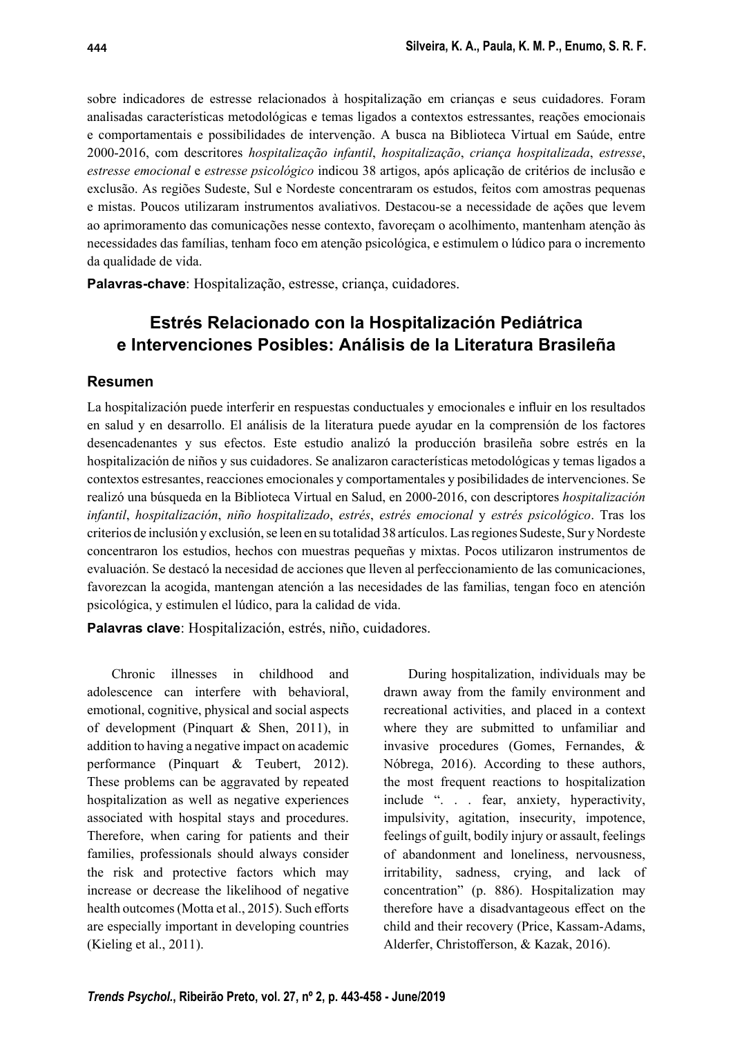sobre indicadores de estresse relacionados à hospitalização em crianças e seus cuidadores. Foram analisadas características metodológicas e temas ligados a contextos estressantes, reações emocionais e comportamentais e possibilidades de intervenção. A busca na Biblioteca Virtual em Saúde, entre 2000-2016, com descritores *hospitalização infantil*, *hospitalização*, *criança hospitalizada*, *estresse*, *estresse emocional* e *estresse psicológico* indicou 38 artigos, após aplicação de critérios de inclusão e exclusão. As regiões Sudeste, Sul e Nordeste concentraram os estudos, feitos com amostras pequenas e mistas. Poucos utilizaram instrumentos avaliativos. Destacou-se a necessidade de ações que levem ao aprimoramento das comunicações nesse contexto, favoreçam o acolhimento, mantenham atenção às necessidades das famílias, tenham foco em atenção psicológica, e estimulem o lúdico para o incremento da qualidade de vida.

**Palavras-chave**: Hospitalização, estresse, criança, cuidadores.

## Estrés Relacionado con la Hospitalización Pediátrica e Intervenciones Posibles: Análisis de la Literatura Brasileña

### Resumen

La hospitalización puede interferir en respuestas conductuales y emocionales e influir en los resultados en salud y en desarrollo. El análisis de la literatura puede ayudar en la comprensión de los factores desencadenantes y sus efectos. Este estudio analizó la producción brasileña sobre estrés en la hospitalización de niños y sus cuidadores. Se analizaron características metodológicas y temas ligados a contextos estresantes, reacciones emocionales y comportamentales y posibilidades de intervenciones. Se realizó una búsqueda en la Biblioteca Virtual en Salud, en 2000-2016, con descriptores *hospitalización infantil*, *hospitalización*, *niño hospitalizado*, *estrés*, *estrés emocional* y *estrés psicológico*. Tras los criterios de inclusión y exclusión, se leen en su totalidad 38 artículos. Las regiones Sudeste, Sur y Nordeste concentraron los estudios, hechos con muestras pequeñas y mixtas. Pocos utilizaron instrumentos de evaluación. Se destacó la necesidad de acciones que lleven al perfeccionamiento de las comunicaciones, favorezcan la acogida, mantengan atención a las necesidades de las familias, tengan foco en atención psicológica, y estimulen el lúdico, para la calidad de vida.

**Palavras clave**: Hospitalización, estrés, niño, cuidadores.

Chronic illnesses in childhood and adolescence can interfere with behavioral, emotional, cognitive, physical and social aspects of development (Pinquart & Shen, 2011), in addition to having a negative impact on academic performance (Pinquart & Teubert, 2012). These problems can be aggravated by repeated hospitalization as well as negative experiences associated with hospital stays and procedures. Therefore, when caring for patients and their families, professionals should always consider the risk and protective factors which may increase or decrease the likelihood of negative health outcomes (Motta et al., 2015). Such efforts are especially important in developing countries (Kieling et al., 2011).

During hospitalization, individuals may be drawn away from the family environment and recreational activities, and placed in a context where they are submitted to unfamiliar and invasive procedures (Gomes, Fernandes, & Nóbrega, 2016). According to these authors, the most frequent reactions to hospitalization include ". . . fear, anxiety, hyperactivity, impulsivity, agitation, insecurity, impotence, feelings of guilt, bodily injury or assault, feelings of abandonment and loneliness, nervousness, irritability, sadness, crying, and lack of concentration" (p. 886). Hospitalization may therefore have a disadvantageous effect on the child and their recovery (Price, Kassam-Adams, Alderfer, Christofferson, & Kazak, 2016).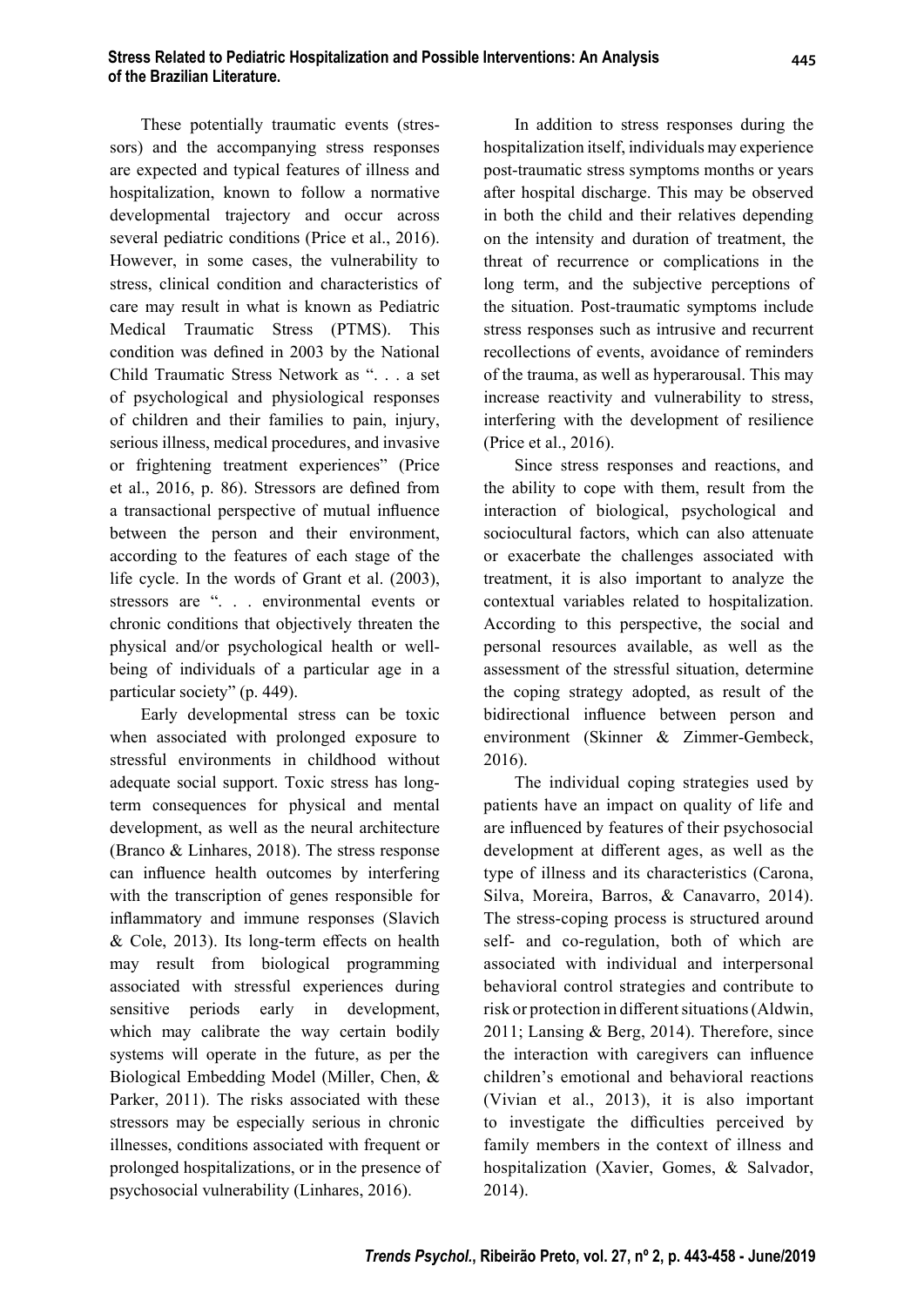These potentially traumatic events (stressors) and the accompanying stress responses are expected and typical features of illness and hospitalization, known to follow a normative developmental trajectory and occur across several pediatric conditions (Price et al., 2016). However, in some cases, the vulnerability to stress, clinical condition and characteristics of care may result in what is known as Pediatric Medical Traumatic Stress (PTMS). This condition was defined in 2003 by the National Child Traumatic Stress Network as ". . . a set of psychological and physiological responses of children and their families to pain, injury, serious illness, medical procedures, and invasive or frightening treatment experiences" (Price et al., 2016, p. 86). Stressors are defined from a transactional perspective of mutual influence between the person and their environment, according to the features of each stage of the life cycle. In the words of Grant et al. (2003), stressors are ". . . environmental events or chronic conditions that objectively threaten the physical and/or psychological health or well-being of individuals of a particular age in a particular society" (p. 449).

Early developmental stress can be toxic when associated with prolonged exposure to stressful environments in childhood without adequate social support. Toxic stress has long-term consequences for physical and mental development, as well as the neural architecture (Branco & Linhares, 2018). The stress response can influence health outcomes by interfering with the transcription of genes responsible for inflammatory and immune responses (Slavich & Cole, 2013). Its long-term effects on health may result from biological programming associated with stressful experiences during sensitive periods early in development, which may calibrate the way certain bodily systems will operate in the future, as per the Biological Embedding Model (Miller, Chen, & Parker, 2011). The risks associated with these stressors may be especially serious in chronic illnesses, conditions associated with frequent or prolonged hospitalizations, or in the presence of psychosocial vulnerability (Linhares, 2016).

In addition to stress responses during the hospitalization itself, individuals may experience post-traumatic stress symptoms months or years after hospital discharge. This may be observed in both the child and their relatives depending on the intensity and duration of treatment, the threat of recurrence or complications in the long term, and the subjective perceptions of the situation. Post-traumatic symptoms include stress responses such as intrusive and recurrent recollections of events, avoidance of reminders of the trauma, as well as hyperarousal. This may increase reactivity and vulnerability to stress, interfering with the development of resilience (Price et al., 2016).

Since stress responses and reactions, and the ability to cope with them, result from the interaction of biological, psychological and sociocultural factors, which can also attenuate or exacerbate the challenges associated with treatment, it is also important to analyze the contextual variables related to hospitalization. According to this perspective, the social and personal resources available, as well as the assessment of the stressful situation, determine the coping strategy adopted, as result of the bidirectional influence between person and environment (Skinner & Zimmer-Gembeck, 2016).

The individual coping strategies used by patients have an impact on quality of life and are influenced by features of their psychosocial development at different ages, as well as the type of illness and its characteristics (Carona, Silva, Moreira, Barros, & Canavarro, 2014). The stress-coping process is structured around self- and co-regulation, both of which are associated with individual and interpersonal behavioral control strategies and contribute to risk or protection in different situations (Aldwin, 2011; Lansing & Berg, 2014). Therefore, since the interaction with caregivers can influence children's emotional and behavioral reactions (Vivian et al., 2013), it is also important to investigate the difficulties perceived by family members in the context of illness and hospitalization (Xavier, Gomes, & Salvador, 2014).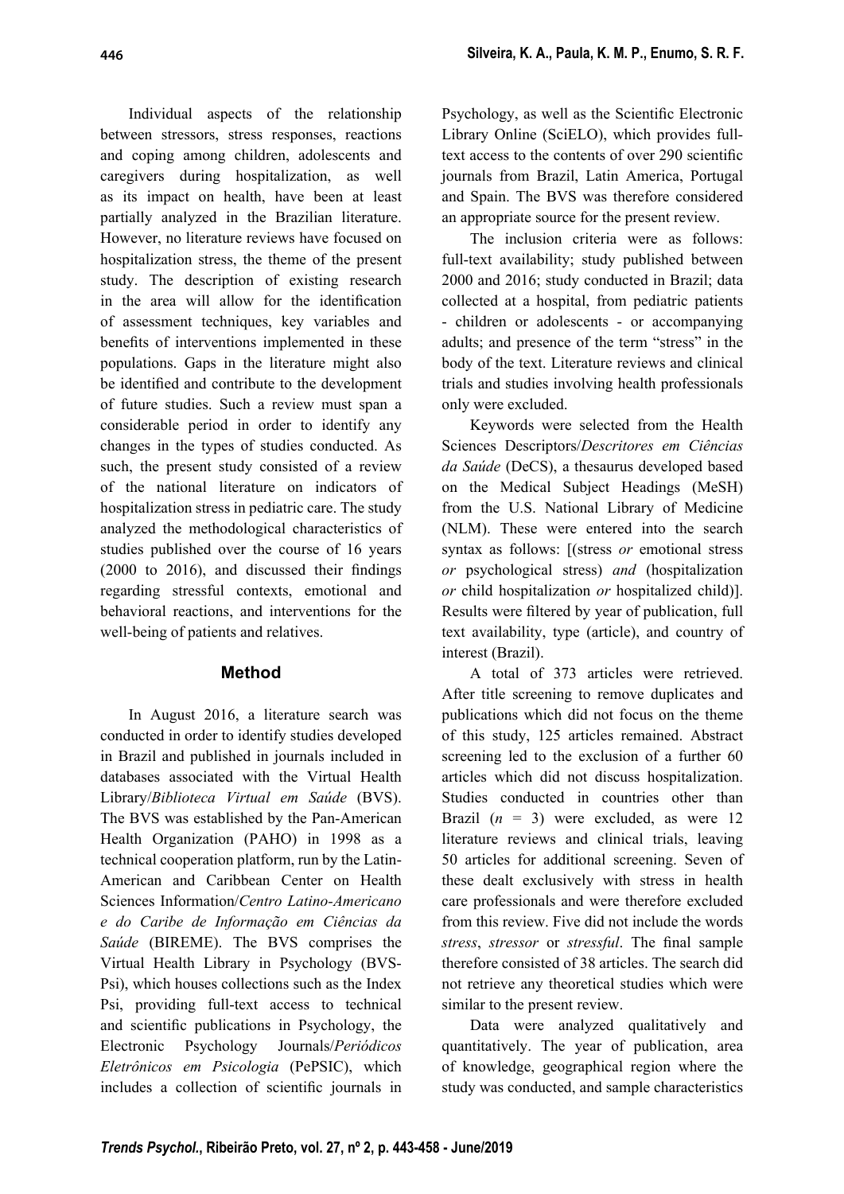Individual aspects of the relationship between stressors, stress responses, reactions and coping among children, adolescents and caregivers during hospitalization, as well as its impact on health, have been at least partially analyzed in the Brazilian literature. However, no literature reviews have focused on hospitalization stress, the theme of the present study. The description of existing research in the area will allow for the identification of assessment techniques, key variables and benefits of interventions implemented in these populations. Gaps in the literature might also be identified and contribute to the development of future studies. Such a review must span a considerable period in order to identify any changes in the types of studies conducted. As such, the present study consisted of a review of the national literature on indicators of hospitalization stress in pediatric care. The study analyzed the methodological characteristics of studies published over the course of 16 years (2000 to 2016), and discussed their findings regarding stressful contexts, emotional and behavioral reactions, and interventions for the well-being of patients and relatives.

## Method

In August 2016, a literature search was conducted in order to identify studies developed in Brazil and published in journals included in databases associated with the Virtual Health Library/*Biblioteca Virtual em Saúde* (BVS). The BVS was established by the Pan-American Health Organization (PAHO) in 1998 as a technical cooperation platform, run by the Latin-American and Caribbean Center on Health Sciences Information/*Centro Latino-Americano e do Caribe de Informação em Ciências da Saúde* (BIREME). The BVS comprises the Virtual Health Library in Psychology (BVS-Psi), which houses collections such as the Index Psi, providing full-text access to technical and scientific publications in Psychology, the Electronic Psychology Journals/*Periódicos Eletrônicos em Psicologia* (PePSIC), which includes a collection of scientific journals in Psychology, as well as the Scientific Electronic Library Online (SciELO), which provides full-text access to the contents of over 290 scientific journals from Brazil, Latin America, Portugal and Spain. The BVS was therefore considered an appropriate source for the present review.

The inclusion criteria were as follows: full-text availability; study published between 2000 and 2016; study conducted in Brazil; data collected at a hospital, from pediatric patients - children or adolescents - or accompanying adults; and presence of the term "stress" in the body of the text. Literature reviews and clinical trials and studies involving health professionals only were excluded.

Keywords were selected from the Health Sciences Descriptors/*Descritores em Ciências da Saúde* (DeCS), a thesaurus developed based on the Medical Subject Headings (MeSH) from the U.S. National Library of Medicine (NLM). These were entered into the search syntax as follows: [(stress *or* emotional stress *or* psychological stress) *and* (hospitalization *or* child hospitalization *or* hospitalized child)]. Results were filtered by year of publication, full text availability, type (article), and country of interest (Brazil).

A total of 373 articles were retrieved. After title screening to remove duplicates and publications which did not focus on the theme of this study, 125 articles remained. Abstract screening led to the exclusion of a further 60 articles which did not discuss hospitalization. Studies conducted in countries other than Brazil ($n$ = 3) were excluded, as were 12 literature reviews and clinical trials, leaving 50 articles for additional screening. Seven of these dealt exclusively with stress in health care professionals and were therefore excluded from this review. Five did not include the words *stress*, *stressor* or *stressful*. The final sample therefore consisted of 38 articles. The search did not retrieve any theoretical studies which were similar to the present review.

Data were analyzed qualitatively and quantitatively. The year of publication, area of knowledge, geographical region where the study was conducted, and sample characteristics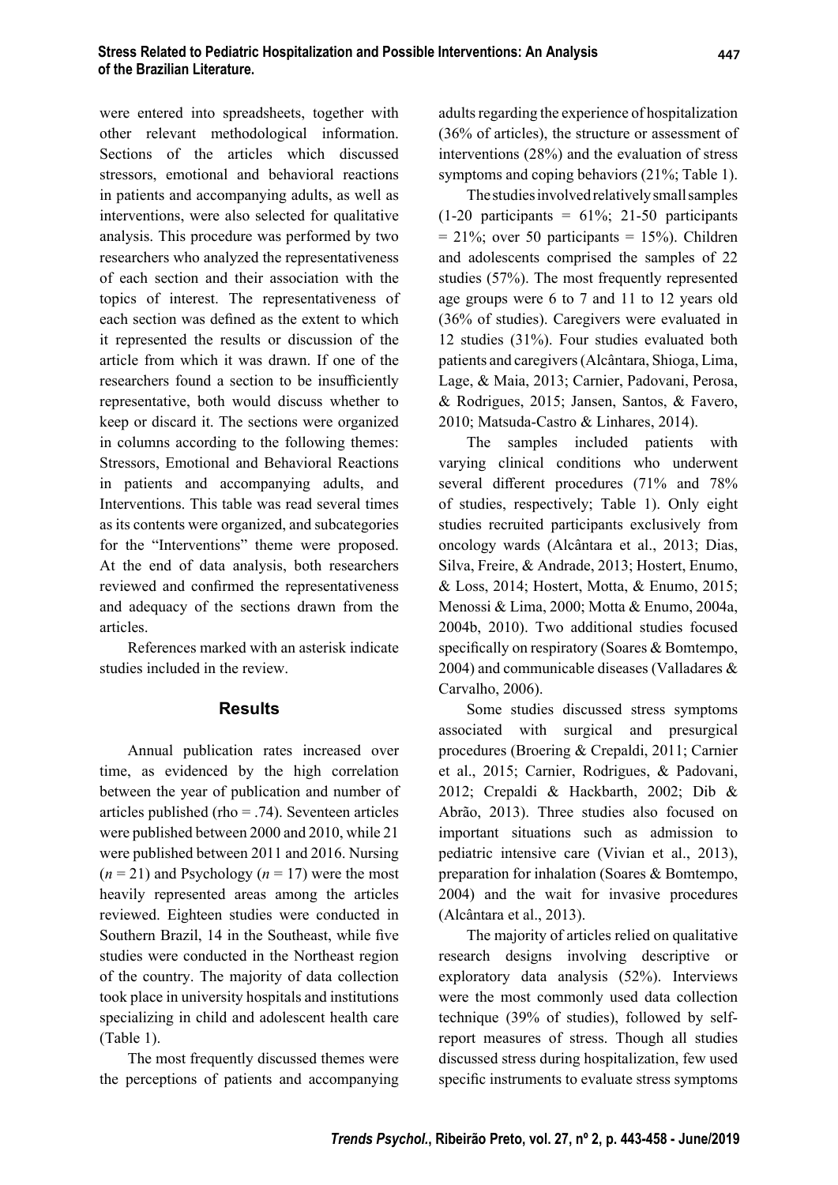were entered into spreadsheets, together with other relevant methodological information. Sections of the articles which discussed stressors, emotional and behavioral reactions in patients and accompanying adults, as well as interventions, were also selected for qualitative analysis. This procedure was performed by two researchers who analyzed the representativeness of each section and their association with the topics of interest. The representativeness of each section was defined as the extent to which it represented the results or discussion of the article from which it was drawn. If one of the researchers found a section to be insufficiently representative, both would discuss whether to keep or discard it. The sections were organized in columns according to the following themes: Stressors, Emotional and Behavioral Reactions in patients and accompanying adults, and Interventions. This table was read several times as its contents were organized, and subcategories for the "Interventions" theme were proposed. At the end of data analysis, both researchers reviewed and confirmed the representativeness and adequacy of the sections drawn from the articles.

References marked with an asterisk indicate studies included in the review.

## Results

Annual publication rates increased over time, as evidenced by the high correlation between the year of publication and number of articles published (rho = .74). Seventeen articles were published between 2000 and 2010, while 21 were published between 2011 and 2016. Nursing ($n = 21$) and Psychology ($n = 17$) were the most heavily represented areas among the articles reviewed. Eighteen studies were conducted in Southern Brazil, 14 in the Southeast, while five studies were conducted in the Northeast region of the country. The majority of data collection took place in university hospitals and institutions specializing in child and adolescent health care (Table 1).

The most frequently discussed themes were the perceptions of patients and accompanying adults regarding the experience of hospitalization (36% of articles), the structure or assessment of interventions (28%) and the evaluation of stress symptoms and coping behaviors (21%; Table 1).

The studies involved relatively small samples (1-20 participants = 61%; 21-50 participants = 21%; over 50 participants = 15%). Children and adolescents comprised the samples of 22 studies (57%). The most frequently represented age groups were 6 to 7 and 11 to 12 years old (36% of studies). Caregivers were evaluated in 12 studies (31%). Four studies evaluated both patients and caregivers (Alcântara, Shioga, Lima, Lage, & Maia, 2013; Carnier, Padovani, Perosa, & Rodrigues, 2015; Jansen, Santos, & Favero, 2010; Matsuda-Castro & Linhares, 2014).

The samples included patients with varying clinical conditions who underwent several different procedures (71% and 78% of studies, respectively; Table 1). Only eight studies recruited participants exclusively from oncology wards (Alcântara et al., 2013; Dias, Silva, Freire, & Andrade, 2013; Hostert, Enumo, & Loss, 2014; Hostert, Motta, & Enumo, 2015; Menossi & Lima, 2000; Motta & Enumo, 2004a, 2004b, 2010). Two additional studies focused specifically on respiratory (Soares & Bomtempo, 2004) and communicable diseases (Valladares & Carvalho, 2006).

Some studies discussed stress symptoms associated with surgical and presurgical procedures (Broering & Crepaldi, 2011; Carnier et al., 2015; Carnier, Rodrigues, & Padovani, 2012; Crepaldi & Hackbarth, 2002; Dib & Abrão, 2013). Three studies also focused on important situations such as admission to pediatric intensive care (Vivian et al., 2013), preparation for inhalation (Soares & Bomtempo, 2004) and the wait for invasive procedures (Alcântara et al., 2013).

The majority of articles relied on qualitative research designs involving descriptive or exploratory data analysis (52%). Interviews were the most commonly used data collection technique (39% of studies), followed by self-report measures of stress. Though all studies discussed stress during hospitalization, few used specific instruments to evaluate stress symptoms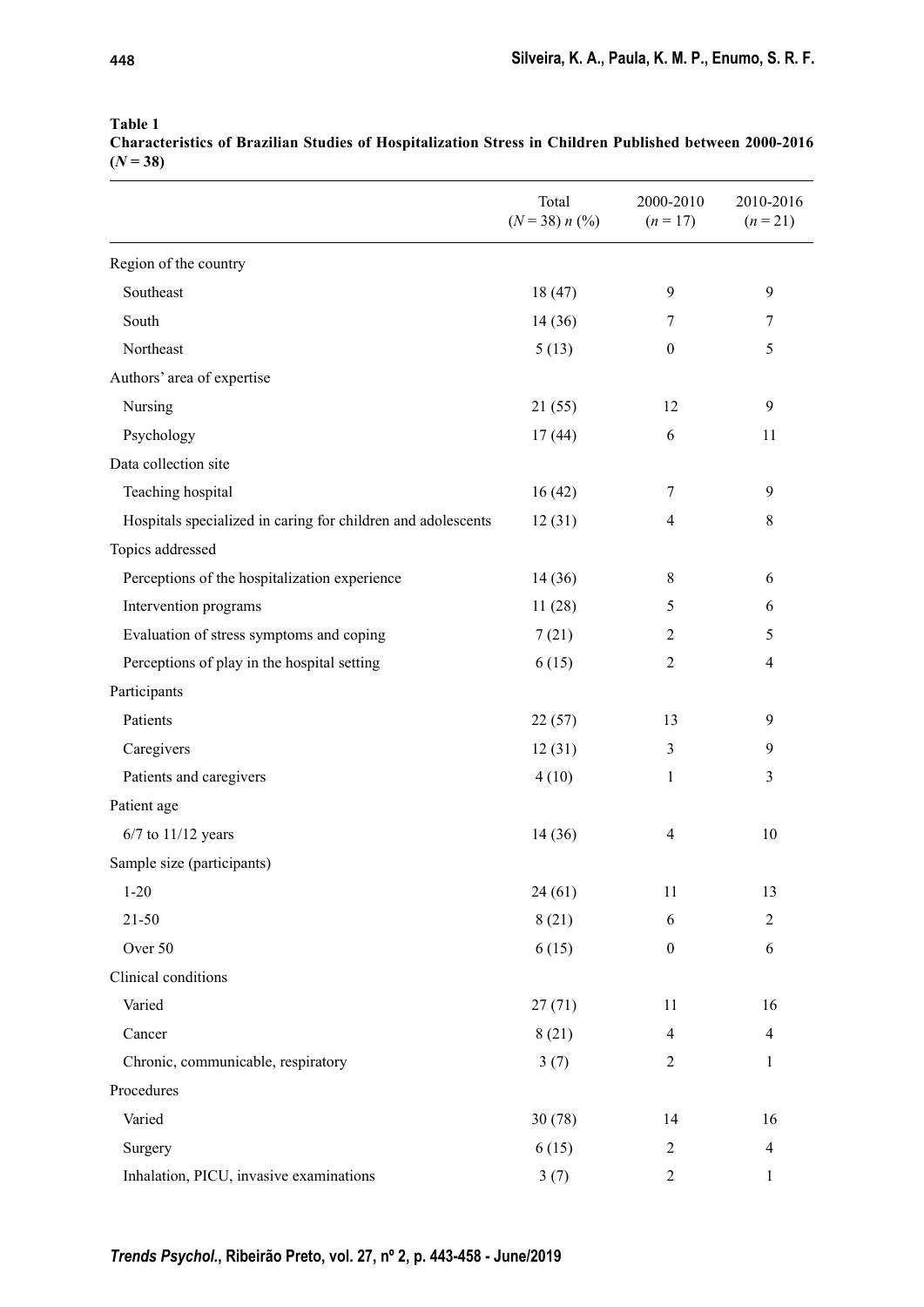**Table 1**
**Characteristics of Brazilian Studies of Hospitalization Stress in Children Published between 2000-2016 ($N$ = 38)**

| | Total ($N$ = 38) $n$ (%) | 2000-2010 ($n$ = 17) | 2010-2016 ($n$ = 21) |
|---|---|---|---|
| Region of the country | | | |
| Southeast | 18 (47) | 9 | 9 |
| South | 14 (36) | 7 | 7 |
| Northeast | 5 (13) | 0 | 5 |
| Authors' area of expertise | | | |
| Nursing | 21 (55) | 12 | 9 |
| Psychology | 17 (44) | 6 | 11 |
| Data collection site | | | |
| Teaching hospital | 16 (42) | 7 | 9 |
| Hospitals specialized in caring for children and adolescents | 12 (31) | 4 | 8 |
| Topics addressed | | | |
| Perceptions of the hospitalization experience | 14 (36) | 8 | 6 |
| Intervention programs | 11 (28) | 5 | 6 |
| Evaluation of stress symptoms and coping | 7 (21) | 2 | 5 |
| Perceptions of play in the hospital setting | 6 (15) | 2 | 4 |
| Participants | | | |
| Patients | 22 (57) | 13 | 9 |
| Caregivers | 12 (31) | 3 | 9 |
| Patients and caregivers | 4 (10) | 1 | 3 |
| Patient age | | | |
| 6/7 to 11/12 years | 14 (36) | 4 | 10 |
| Sample size (participants) | | | |
| 1-20 | 24 (61) | 11 | 13 |
| 21-50 | 8 (21) | 6 | 2 |
| Over 50 | 6 (15) | 0 | 6 |
| Clinical conditions | | | |
| Varied | 27 (71) | 11 | 16 |
| Cancer | 8 (21) | 4 | 4 |
| Chronic, communicable, respiratory | 3 (7) | 2 | 1 |
| Procedures | | | |
| Varied | 30 (78) | 14 | 16 |
| Surgery | 6 (15) | 2 | 4 |
| Inhalation, PICU, invasive examinations | 3 (7) | 2 | 1 |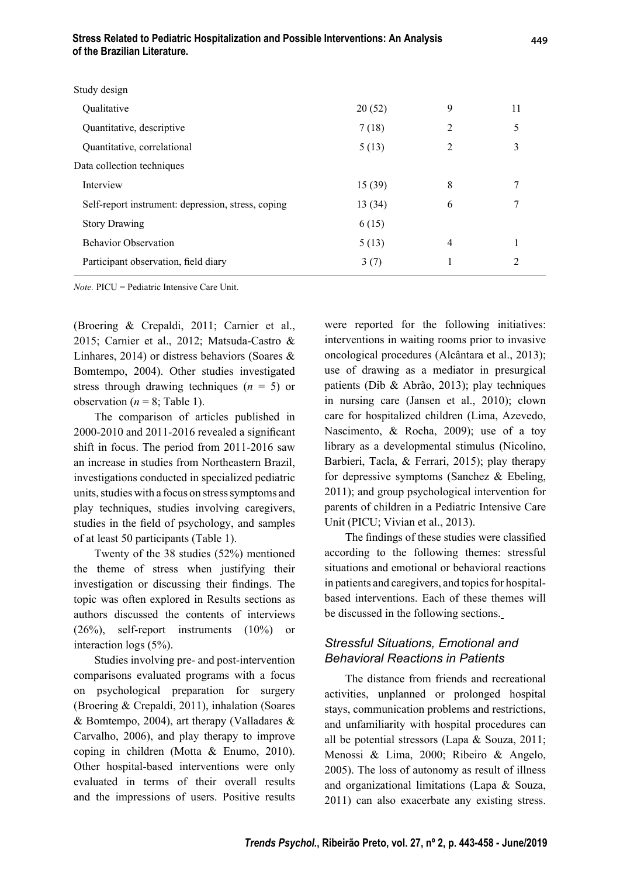| | | | |
|---|---|---|---|
| Study design | | | |
| Qualitative | 20 (52) | 9 | 11 |
| Quantitative, descriptive | 7 (18) | 2 | 5 |
| Quantitative, correlational | 5 (13) | 2 | 3 |
| Data collection techniques | | | |
| Interview | 15 (39) | 8 | 7 |
| Self-report instrument: depression, stress, coping | 13 (34) | 6 | 7 |
| Story Drawing | 6 (15) | | |
| Behavior Observation | 5 (13) | 4 | 1 |
| Participant observation, field diary | 3 (7) | 1 | 2 |

*Note.* PICU = Pediatric Intensive Care Unit.

(Broering & Crepaldi, 2011; Carnier et al., 2015; Carnier et al., 2012; Matsuda-Castro & Linhares, 2014) or distress behaviors (Soares & Bomtempo, 2004). Other studies investigated stress through drawing techniques ($n$ = 5) or observation ($n$ = 8; Table 1).

The comparison of articles published in 2000-2010 and 2011-2016 revealed a significant shift in focus. The period from 2011-2016 saw an increase in studies from Northeastern Brazil, investigations conducted in specialized pediatric units, studies with a focus on stress symptoms and play techniques, studies involving caregivers, studies in the field of psychology, and samples of at least 50 participants (Table 1).

Twenty of the 38 studies (52%) mentioned the theme of stress when justifying their investigation or discussing their findings. The topic was often explored in Results sections as authors discussed the contents of interviews (26%), self-report instruments (10%) or interaction logs (5%).

Studies involving pre- and post-intervention comparisons evaluated programs with a focus on psychological preparation for surgery (Broering & Crepaldi, 2011), inhalation (Soares & Bomtempo, 2004), art therapy (Valladares & Carvalho, 2006), and play therapy to improve coping in children (Motta & Enumo, 2010). Other hospital-based interventions were only evaluated in terms of their overall results and the impressions of users. Positive results were reported for the following initiatives: interventions in waiting rooms prior to invasive oncological procedures (Alcântara et al., 2013); use of drawing as a mediator in presurgical patients (Dib & Abrão, 2013); play techniques in nursing care (Jansen et al., 2010); clown care for hospitalized children (Lima, Azevedo, Nascimento, & Rocha, 2009); use of a toy library as a developmental stimulus (Nicolino, Barbieri, Tacla, & Ferrari, 2015); play therapy for depressive symptoms (Sanchez & Ebeling, 2011); and group psychological intervention for parents of children in a Pediatric Intensive Care Unit (PICU; Vivian et al., 2013).

The findings of these studies were classified according to the following themes: stressful situations and emotional or behavioral reactions in patients and caregivers, and topics for hospital-based interventions. Each of these themes will be discussed in the following sections.

### *Stressful Situations, Emotional and Behavioral Reactions in Patients*

The distance from friends and recreational activities, unplanned or prolonged hospital stays, communication problems and restrictions, and unfamiliarity with hospital procedures can all be potential stressors (Lapa & Souza, 2011; Menossi & Lima, 2000; Ribeiro & Angelo, 2005). The loss of autonomy as result of illness and organizational limitations (Lapa & Souza, 2011) can also exacerbate any existing stress.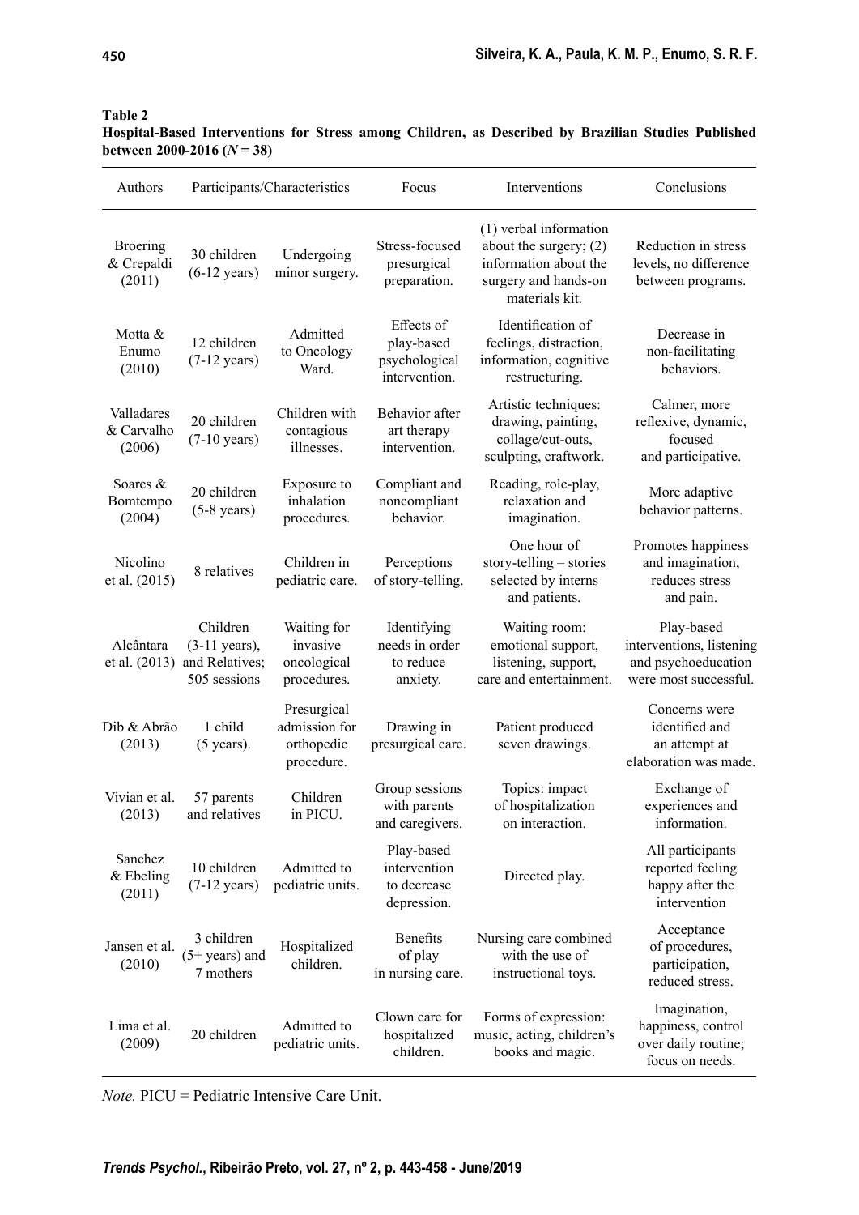**Table 2**
**Hospital-Based Interventions for Stress among Children, as Described by Brazilian Studies Published between 2000-2016 (*N* = 38)**

| Authors | Participants/Characteristics | | Focus | Interventions | Conclusions |
|---|---|---|---|---|---|
| Broering & Crepaldi (2011) | 30 children (6-12 years) | Undergoing minor surgery. | Stress-focused presurgical preparation. | (1) verbal information about the surgery; (2) information about the surgery and hands-on materials kit. | Reduction in stress levels, no difference between programs. |
| Motta & Enumo (2010) | 12 children (7-12 years) | Admitted to Oncology Ward. | Effects of play-based psychological intervention. | Identification of feelings, distraction, information, cognitive restructuring. | Decrease in non-facilitating behaviors. |
| Valladares & Carvalho (2006) | 20 children (7-10 years) | Children with contagious illnesses. | Behavior after art therapy intervention. | Artistic techniques: drawing, painting, collage/cut-outs, sculpting, craftwork. | Calmer, more reflexive, dynamic, focused and participative. |
| Soares & Bomtempo (2004) | 20 children (5-8 years) | Exposure to inhalation procedures. | Compliant and noncompliant behavior. | Reading, role-play, relaxation and imagination. | More adaptive behavior patterns. |
| Nicolino et al. (2015) | 8 relatives | Children in pediatric care. | Perceptions of story-telling. | One hour of story-telling – stories selected by interns and patients. | Promotes happiness and imagination, reduces stress and pain. |
| Alcântara et al. (2013) | Children (3-11 years), and Relatives; 505 sessions | Waiting for invasive oncological procedures. | Identifying needs in order to reduce anxiety. | Waiting room: emotional support, listening, support, care and entertainment. | Play-based interventions, listening and psychoeducation were most successful. |
| Dib & Abrão (2013) | 1 child (5 years). | Presurgical admission for orthopedic procedure. | Drawing in presurgical care. | Patient produced seven drawings. | Concerns were identified and an attempt at elaboration was made. |
| Vivian et al. (2013) | 57 parents and relatives | Children in PICU. | Group sessions with parents and caregivers. | Topics: impact of hospitalization on interaction. | Exchange of experiences and information. |
| Sanchez & Ebeling (2011) | 10 children (7-12 years) | Admitted to pediatric units. | Play-based intervention to decrease depression. | Directed play. | All participants reported feeling happy after the intervention |
| Jansen et al. (2010) | 3 children (5+ years) and 7 mothers | Hospitalized children. | Benefits of play in nursing care. | Nursing care combined with the use of instructional toys. | Acceptance of procedures, participation, reduced stress. |
| Lima et al. (2009) | 20 children | Admitted to pediatric units. | Clown care for hospitalized children. | Forms of expression: music, acting, children's books and magic. | Imagination, happiness, control over daily routine; focus on needs. |

*Note.* PICU = Pediatric Intensive Care Unit.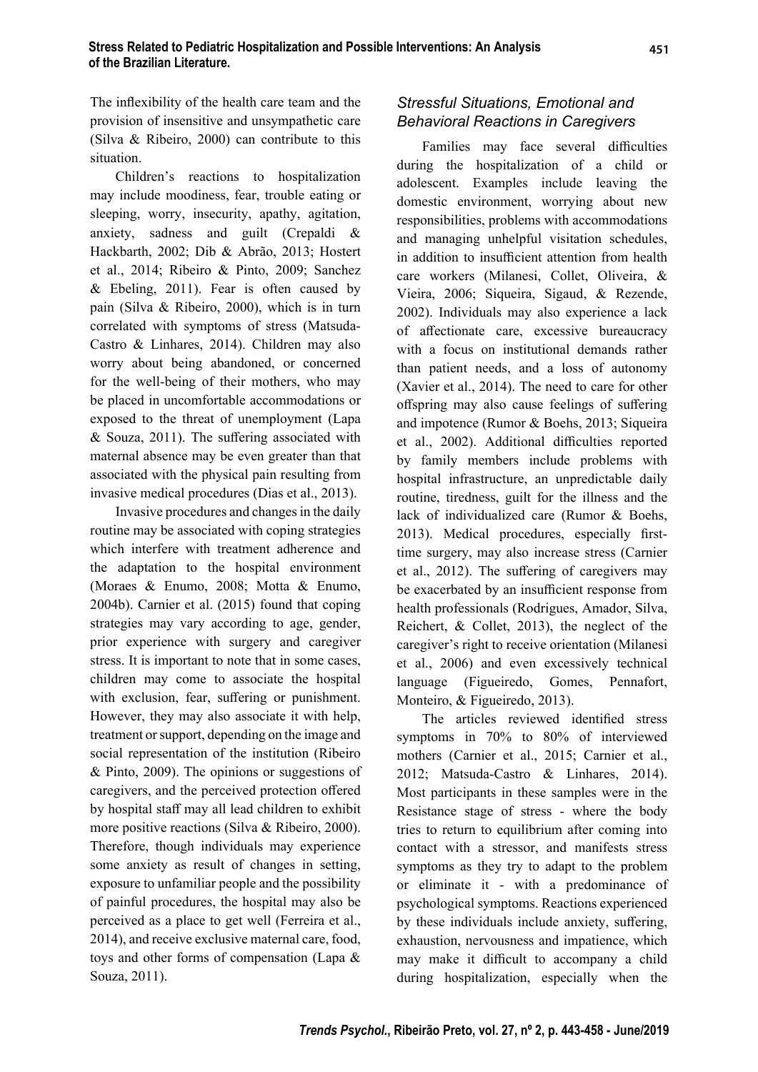The inflexibility of the health care team and the provision of insensitive and unsympathetic care (Silva & Ribeiro, 2000) can contribute to this situation.

Children's reactions to hospitalization may include moodiness, fear, trouble eating or sleeping, worry, insecurity, apathy, agitation, anxiety, sadness and guilt (Crepaldi & Hackbarth, 2002; Dib & Abrão, 2013; Hostert et al., 2014; Ribeiro & Pinto, 2009; Sanchez & Ebeling, 2011). Fear is often caused by pain (Silva & Ribeiro, 2000), which is in turn correlated with symptoms of stress (Matsuda-Castro & Linhares, 2014). Children may also worry about being abandoned, or concerned for the well-being of their mothers, who may be placed in uncomfortable accommodations or exposed to the threat of unemployment (Lapa & Souza, 2011). The suffering associated with maternal absence may be even greater than that associated with the physical pain resulting from invasive medical procedures (Dias et al., 2013).

Invasive procedures and changes in the daily routine may be associated with coping strategies which interfere with treatment adherence and the adaptation to the hospital environment (Moraes & Enumo, 2008; Motta & Enumo, 2004b). Carnier et al. (2015) found that coping strategies may vary according to age, gender, prior experience with surgery and caregiver stress. It is important to note that in some cases, children may come to associate the hospital with exclusion, fear, suffering or punishment. However, they may also associate it with help, treatment or support, depending on the image and social representation of the institution (Ribeiro & Pinto, 2009). The opinions or suggestions of caregivers, and the perceived protection offered by hospital staff may all lead children to exhibit more positive reactions (Silva & Ribeiro, 2000). Therefore, though individuals may experience some anxiety as result of changes in setting, exposure to unfamiliar people and the possibility of painful procedures, the hospital may also be perceived as a place to get well (Ferreira et al., 2014), and receive exclusive maternal care, food, toys and other forms of compensation (Lapa & Souza, 2011).

### *Stressful Situations, Emotional and Behavioral Reactions in Caregivers*

Families may face several difficulties during the hospitalization of a child or adolescent. Examples include leaving the domestic environment, worrying about new responsibilities, problems with accommodations and managing unhelpful visitation schedules, in addition to insufficient attention from health care workers (Milanesi, Collet, Oliveira, & Vieira, 2006; Siqueira, Sigaud, & Rezende, 2002). Individuals may also experience a lack of affectionate care, excessive bureaucracy with a focus on institutional demands rather than patient needs, and a loss of autonomy (Xavier et al., 2014). The need to care for other offspring may also cause feelings of suffering and impotence (Rumor & Boehs, 2013; Siqueira et al., 2002). Additional difficulties reported by family members include problems with hospital infrastructure, an unpredictable daily routine, tiredness, guilt for the illness and the lack of individualized care (Rumor & Boehs, 2013). Medical procedures, especially first-time surgery, may also increase stress (Carnier et al., 2012). The suffering of caregivers may be exacerbated by an insufficient response from health professionals (Rodrigues, Amador, Silva, Reichert, & Collet, 2013), the neglect of the caregiver's right to receive orientation (Milanesi et al., 2006) and even excessively technical language (Figueiredo, Gomes, Pennafort, Monteiro, & Figueiredo, 2013).

The articles reviewed identified stress symptoms in 70% to 80% of interviewed mothers (Carnier et al., 2015; Carnier et al., 2012; Matsuda-Castro & Linhares, 2014). Most participants in these samples were in the Resistance stage of stress - where the body tries to return to equilibrium after coming into contact with a stressor, and manifests stress symptoms as they try to adapt to the problem or eliminate it - with a predominance of psychological symptoms. Reactions experienced by these individuals include anxiety, suffering, exhaustion, nervousness and impatience, which may make it difficult to accompany a child during hospitalization, especially when the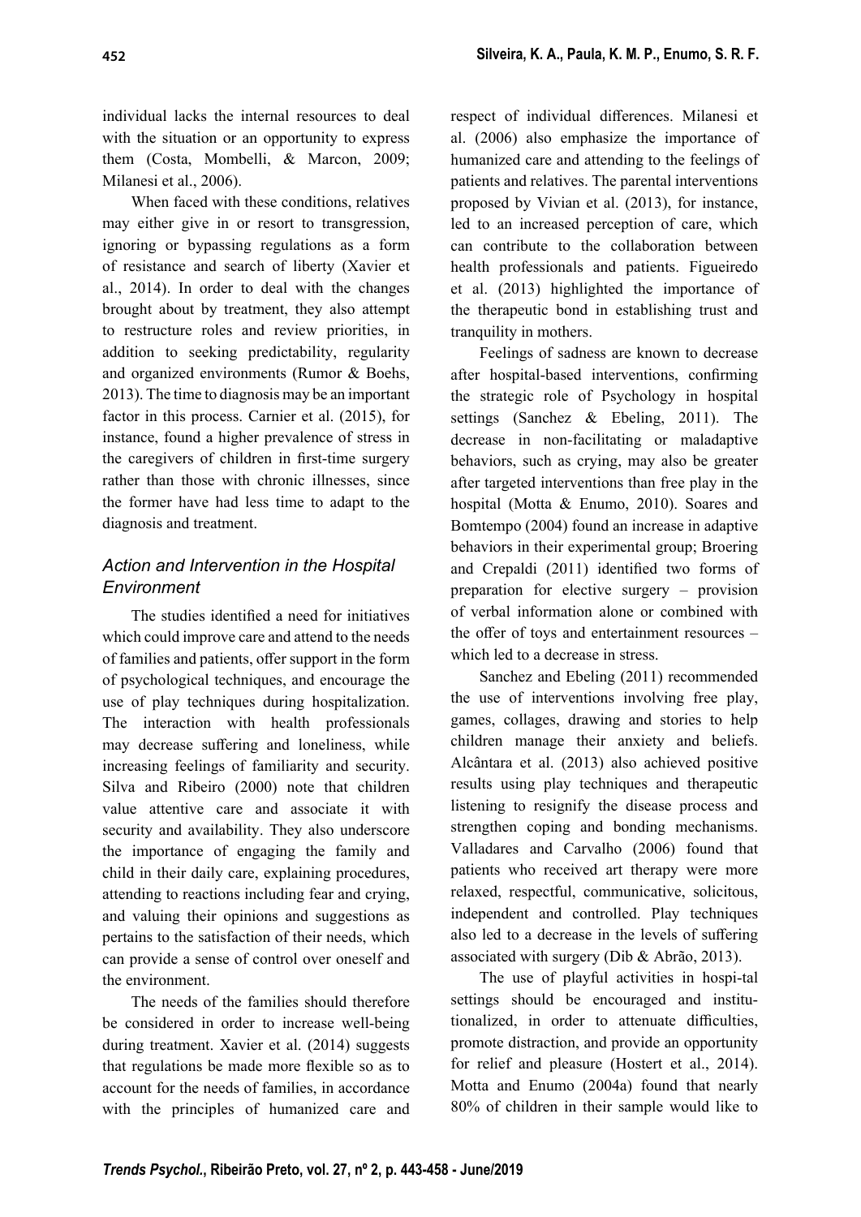individual lacks the internal resources to deal with the situation or an opportunity to express them (Costa, Mombelli, & Marcon, 2009; Milanesi et al., 2006).

When faced with these conditions, relatives may either give in or resort to transgression, ignoring or bypassing regulations as a form of resistance and search of liberty (Xavier et al., 2014). In order to deal with the changes brought about by treatment, they also attempt to restructure roles and review priorities, in addition to seeking predictability, regularity and organized environments (Rumor & Boehs, 2013). The time to diagnosis may be an important factor in this process. Carnier et al. (2015), for instance, found a higher prevalence of stress in the caregivers of children in first-time surgery rather than those with chronic illnesses, since the former have had less time to adapt to the diagnosis and treatment.

### *Action and Intervention in the Hospital Environment*

The studies identified a need for initiatives which could improve care and attend to the needs of families and patients, offer support in the form of psychological techniques, and encourage the use of play techniques during hospitalization. The interaction with health professionals may decrease suffering and loneliness, while increasing feelings of familiarity and security. Silva and Ribeiro (2000) note that children value attentive care and associate it with security and availability. They also underscore the importance of engaging the family and child in their daily care, explaining procedures, attending to reactions including fear and crying, and valuing their opinions and suggestions as pertains to the satisfaction of their needs, which can provide a sense of control over oneself and the environment.

The needs of the families should therefore be considered in order to increase well-being during treatment. Xavier et al. (2014) suggests that regulations be made more flexible so as to account for the needs of families, in accordance with the principles of humanized care and respect of individual differences. Milanesi et al. (2006) also emphasize the importance of humanized care and attending to the feelings of patients and relatives. The parental interventions proposed by Vivian et al. (2013), for instance, led to an increased perception of care, which can contribute to the collaboration between health professionals and patients. Figueiredo et al. (2013) highlighted the importance of the therapeutic bond in establishing trust and tranquility in mothers.

Feelings of sadness are known to decrease after hospital-based interventions, confirming the strategic role of Psychology in hospital settings (Sanchez & Ebeling, 2011). The decrease in non-facilitating or maladaptive behaviors, such as crying, may also be greater after targeted interventions than free play in the hospital (Motta & Enumo, 2010). Soares and Bomtempo (2004) found an increase in adaptive behaviors in their experimental group; Broering and Crepaldi (2011) identified two forms of preparation for elective surgery – provision of verbal information alone or combined with the offer of toys and entertainment resources – which led to a decrease in stress.

Sanchez and Ebeling (2011) recommended the use of interventions involving free play, games, collages, drawing and stories to help children manage their anxiety and beliefs. Alcântara et al. (2013) also achieved positive results using play techniques and therapeutic listening to resignify the disease process and strengthen coping and bonding mechanisms. Valladares and Carvalho (2006) found that patients who received art therapy were more relaxed, respectful, communicative, solicitous, independent and controlled. Play techniques also led to a decrease in the levels of suffering associated with surgery (Dib & Abrão, 2013).

The use of playful activities in hospital settings should be encouraged and institutionalized, in order to attenuate difficulties, promote distraction, and provide an opportunity for relief and pleasure (Hostert et al., 2014). Motta and Enumo (2004a) found that nearly 80% of children in their sample would like to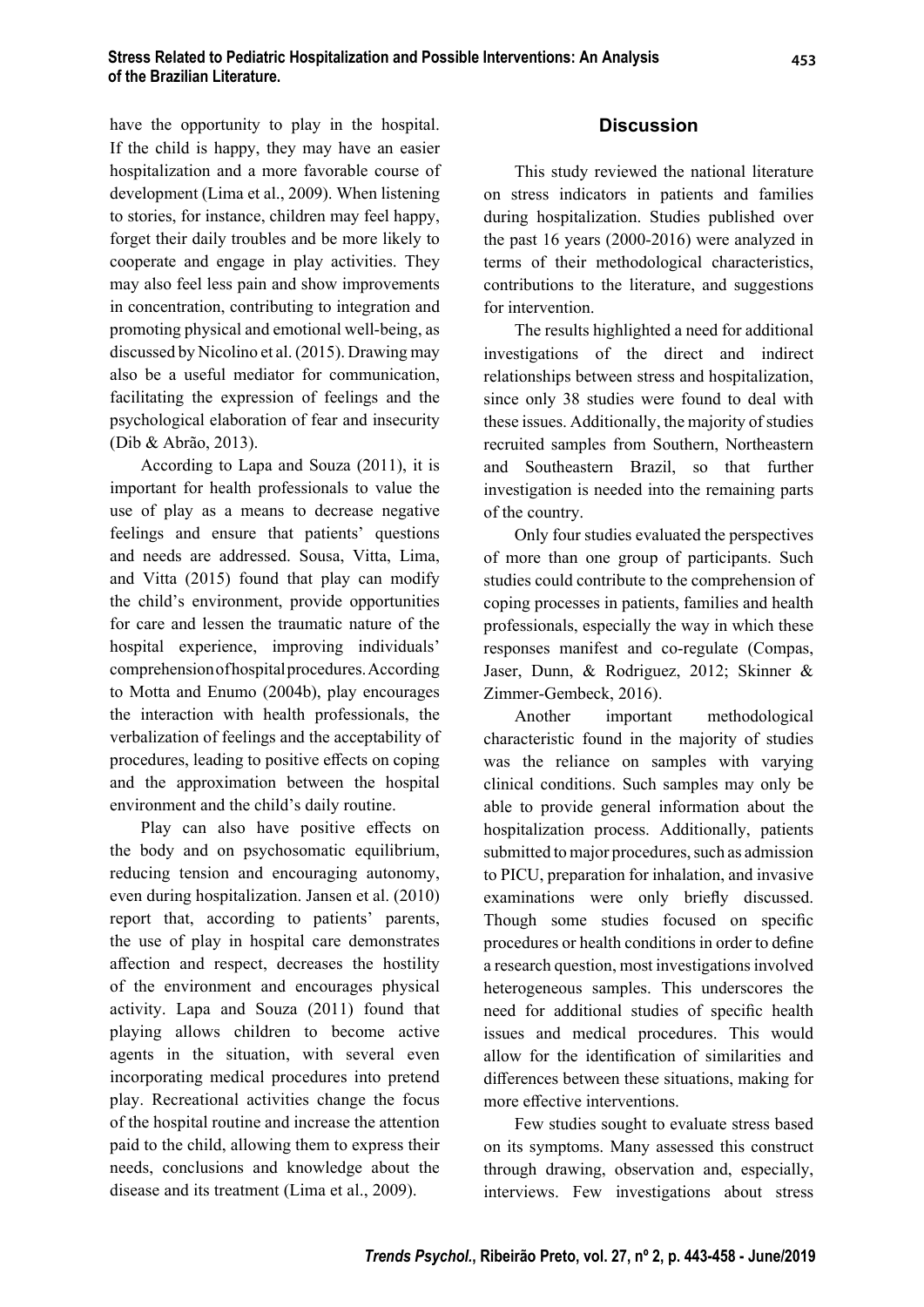have the opportunity to play in the hospital. If the child is happy, they may have an easier hospitalization and a more favorable course of development (Lima et al., 2009). When listening to stories, for instance, children may feel happy, forget their daily troubles and be more likely to cooperate and engage in play activities. They may also feel less pain and show improvements in concentration, contributing to integration and promoting physical and emotional well-being, as discussed by Nicolino et al. (2015). Drawing may also be a useful mediator for communication, facilitating the expression of feelings and the psychological elaboration of fear and insecurity (Dib & Abrão, 2013).

According to Lapa and Souza (2011), it is important for health professionals to value the use of play as a means to decrease negative feelings and ensure that patients' questions and needs are addressed. Sousa, Vitta, Lima, and Vitta (2015) found that play can modify the child's environment, provide opportunities for care and lessen the traumatic nature of the hospital experience, improving individuals' comprehension of hospital procedures. According to Motta and Enumo (2004b), play encourages the interaction with health professionals, the verbalization of feelings and the acceptability of procedures, leading to positive effects on coping and the approximation between the hospital environment and the child's daily routine.

Play can also have positive effects on the body and on psychosomatic equilibrium, reducing tension and encouraging autonomy, even during hospitalization. Jansen et al. (2010) report that, according to patients' parents, the use of play in hospital care demonstrates affection and respect, decreases the hostility of the environment and encourages physical activity. Lapa and Souza (2011) found that playing allows children to become active agents in the situation, with several even incorporating medical procedures into pretend play. Recreational activities change the focus of the hospital routine and increase the attention paid to the child, allowing them to express their needs, conclusions and knowledge about the disease and its treatment (Lima et al., 2009).

## Discussion

This study reviewed the national literature on stress indicators in patients and families during hospitalization. Studies published over the past 16 years (2000-2016) were analyzed in terms of their methodological characteristics, contributions to the literature, and suggestions for intervention.

The results highlighted a need for additional investigations of the direct and indirect relationships between stress and hospitalization, since only 38 studies were found to deal with these issues. Additionally, the majority of studies recruited samples from Southern, Northeastern and Southeastern Brazil, so that further investigation is needed into the remaining parts of the country.

Only four studies evaluated the perspectives of more than one group of participants. Such studies could contribute to the comprehension of coping processes in patients, families and health professionals, especially the way in which these responses manifest and co-regulate (Compas, Jaser, Dunn, & Rodriguez, 2012; Skinner & Zimmer-Gembeck, 2016).

Another important methodological characteristic found in the majority of studies was the reliance on samples with varying clinical conditions. Such samples may only be able to provide general information about the hospitalization process. Additionally, patients submitted to major procedures, such as admission to PICU, preparation for inhalation, and invasive examinations were only briefly discussed. Though some studies focused on specific procedures or health conditions in order to define a research question, most investigations involved heterogeneous samples. This underscores the need for additional studies of specific health issues and medical procedures. This would allow for the identification of similarities and differences between these situations, making for more effective interventions.

Few studies sought to evaluate stress based on its symptoms. Many assessed this construct through drawing, observation and, especially, interviews. Few investigations about stress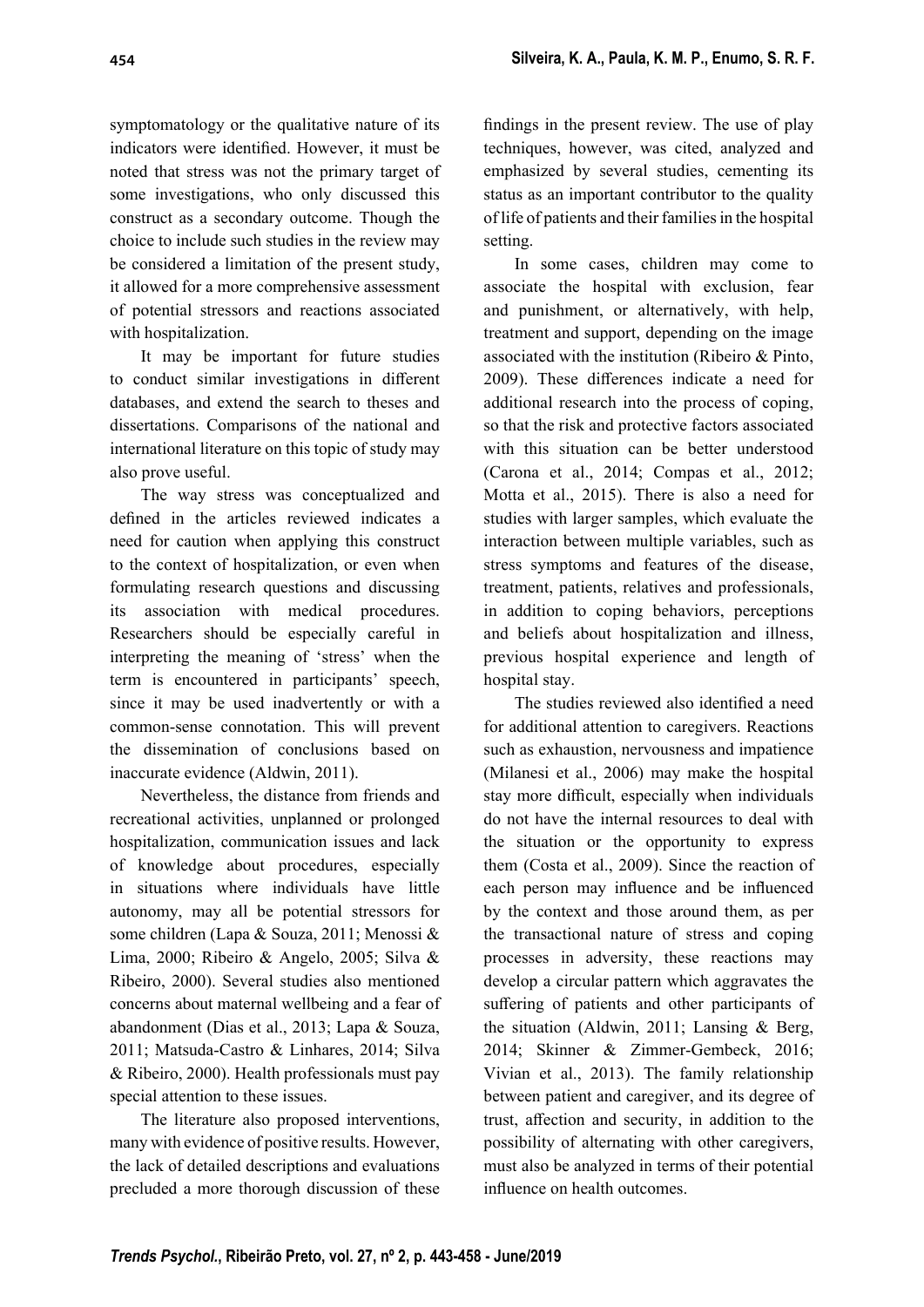symptomatology or the qualitative nature of its indicators were identified. However, it must be noted that stress was not the primary target of some investigations, who only discussed this construct as a secondary outcome. Though the choice to include such studies in the review may be considered a limitation of the present study, it allowed for a more comprehensive assessment of potential stressors and reactions associated with hospitalization.

It may be important for future studies to conduct similar investigations in different databases, and extend the search to theses and dissertations. Comparisons of the national and international literature on this topic of study may also prove useful.

The way stress was conceptualized and defined in the articles reviewed indicates a need for caution when applying this construct to the context of hospitalization, or even when formulating research questions and discussing its association with medical procedures. Researchers should be especially careful in interpreting the meaning of 'stress' when the term is encountered in participants' speech, since it may be used inadvertently or with a common-sense connotation. This will prevent the dissemination of conclusions based on inaccurate evidence (Aldwin, 2011).

Nevertheless, the distance from friends and recreational activities, unplanned or prolonged hospitalization, communication issues and lack of knowledge about procedures, especially in situations where individuals have little autonomy, may all be potential stressors for some children (Lapa & Souza, 2011; Menossi & Lima, 2000; Ribeiro & Angelo, 2005; Silva & Ribeiro, 2000). Several studies also mentioned concerns about maternal wellbeing and a fear of abandonment (Dias et al., 2013; Lapa & Souza, 2011; Matsuda-Castro & Linhares, 2014; Silva & Ribeiro, 2000). Health professionals must pay special attention to these issues.

The literature also proposed interventions, many with evidence of positive results. However, the lack of detailed descriptions and evaluations precluded a more thorough discussion of these findings in the present review. The use of play techniques, however, was cited, analyzed and emphasized by several studies, cementing its status as an important contributor to the quality of life of patients and their families in the hospital setting.

In some cases, children may come to associate the hospital with exclusion, fear and punishment, or alternatively, with help, treatment and support, depending on the image associated with the institution (Ribeiro & Pinto, 2009). These differences indicate a need for additional research into the process of coping, so that the risk and protective factors associated with this situation can be better understood (Carona et al., 2014; Compas et al., 2012; Motta et al., 2015). There is also a need for studies with larger samples, which evaluate the interaction between multiple variables, such as stress symptoms and features of the disease, treatment, patients, relatives and professionals, in addition to coping behaviors, perceptions and beliefs about hospitalization and illness, previous hospital experience and length of hospital stay.

The studies reviewed also identified a need for additional attention to caregivers. Reactions such as exhaustion, nervousness and impatience (Milanesi et al., 2006) may make the hospital stay more difficult, especially when individuals do not have the internal resources to deal with the situation or the opportunity to express them (Costa et al., 2009). Since the reaction of each person may influence and be influenced by the context and those around them, as per the transactional nature of stress and coping processes in adversity, these reactions may develop a circular pattern which aggravates the suffering of patients and other participants of the situation (Aldwin, 2011; Lansing & Berg, 2014; Skinner & Zimmer-Gembeck, 2016; Vivian et al., 2013). The family relationship between patient and caregiver, and its degree of trust, affection and security, in addition to the possibility of alternating with other caregivers, must also be analyzed in terms of their potential influence on health outcomes.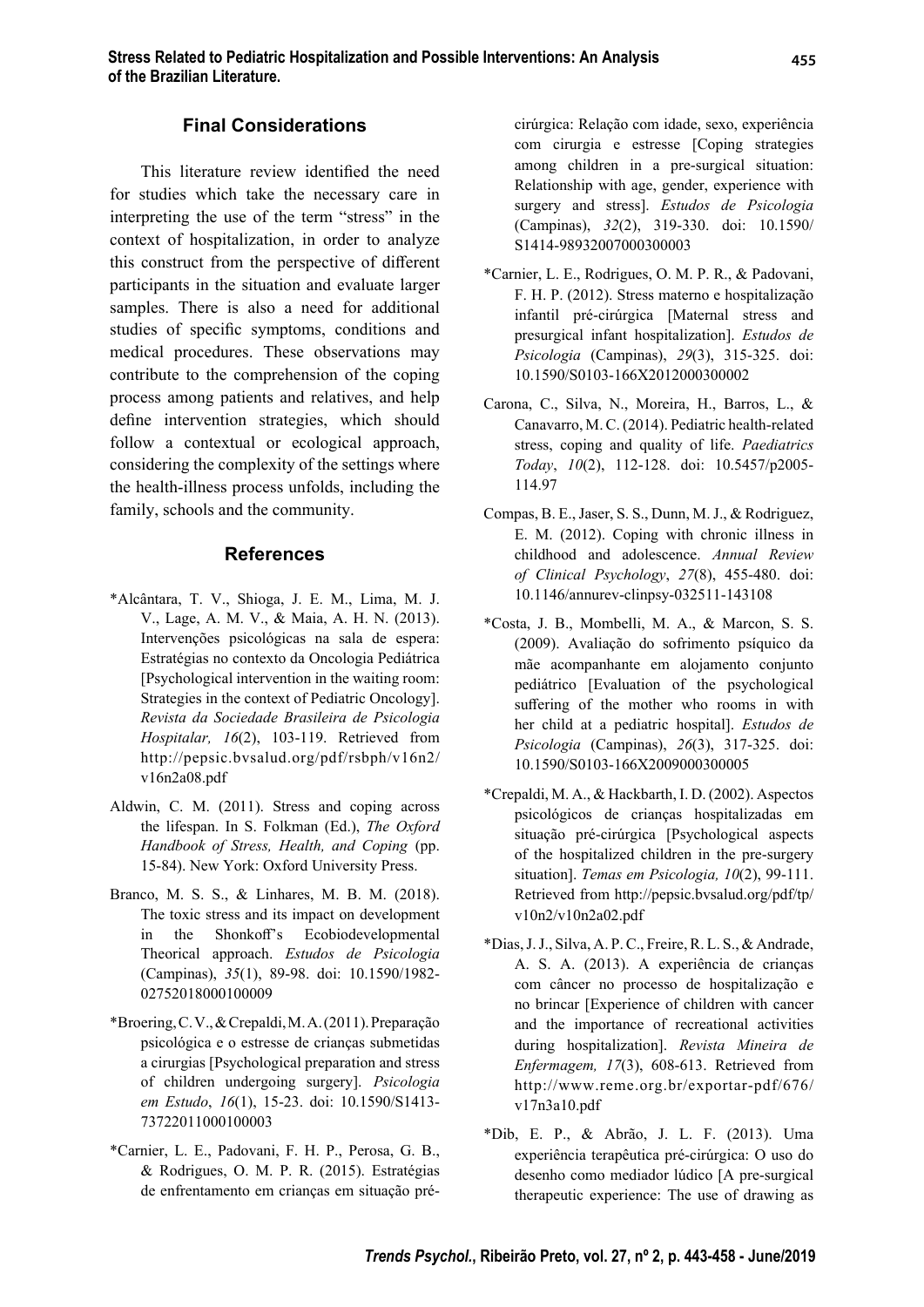## Final Considerations

This literature review identified the need for studies which take the necessary care in interpreting the use of the term "stress" in the context of hospitalization, in order to analyze this construct from the perspective of different participants in the situation and evaluate larger samples. There is also a need for additional studies of specific symptoms, conditions and medical procedures. These observations may contribute to the comprehension of the coping process among patients and relatives, and help define intervention strategies, which should follow a contextual or ecological approach, considering the complexity of the settings where the health-illness process unfolds, including the family, schools and the community.

## References

*Alcântara, T. V., Shioga, J. E. M., Lima, M. J. V., Lage, A. M. V., & Maia, A. H. N. (2013). Intervenções psicológicas na sala de espera: Estratégias no contexto da Oncologia Pediátrica [Psychological intervention in the waiting room: Strategies in the context of Pediatric Oncology]. *Revista da Sociedade Brasileira de Psicologia Hospitalar, 16*(2), 103-119. Retrieved from http://pepsic.bvsalud.org/pdf/rsbph/v16n2/v16n2a08.pdf

Aldwin, C. M. (2011). Stress and coping across the lifespan. In S. Folkman (Ed.), *The Oxford Handbook of Stress, Health, and Coping* (pp. 15-84). New York: Oxford University Press.

Branco, M. S. S., & Linhares, M. B. M. (2018). The toxic stress and its impact on development in the Shonkoff's Ecobiodevelopmental Theorical approach. *Estudos de Psicologia* (Campinas), *35*(1), 89-98. doi: 10.1590/1982-02752018000100009

*Broering, C. V., & Crepaldi, M. A. (2011). Preparação psicológica e o estresse de crianças submetidas a cirurgias [Psychological preparation and stress of children undergoing surgery]. *Psicologia em Estudo*, *16*(1), 15-23. doi: 10.1590/S1413-73722011000100003

*Carnier, L. E., Padovani, F. H. P., Perosa, G. B., & Rodrigues, O. M. P. R. (2015). Estratégias de enfrentamento em crianças em situação pré-cirúrgica: Relação com idade, sexo, experiência com cirurgia e estresse [Coping strategies among children in a pre-surgical situation: Relationship with age, gender, experience with surgery and stress]. *Estudos de Psicologia* (Campinas), *32*(2), 319-330. doi: 10.1590/S1414-98932007000300003

*Carnier, L. E., Rodrigues, O. M. P. R., & Padovani, F. H. P. (2012). Stress materno e hospitalização infantil pré-cirúrgica [Maternal stress and presurgical infant hospitalization]. *Estudos de Psicologia* (Campinas), *29*(3), 315-325. doi: 10.1590/S0103-166X2012000300002

Carona, C., Silva, N., Moreira, H., Barros, L., & Canavarro, M. C. (2014). Pediatric health-related stress, coping and quality of life. *Paediatrics Today*, *10*(2), 112-128. doi: 10.5457/p2005-114.97

Compas, B. E., Jaser, S. S., Dunn, M. J., & Rodriguez, E. M. (2012). Coping with chronic illness in childhood and adolescence. *Annual Review of Clinical Psychology*, *27*(8), 455-480. doi: 10.1146/annurev-clinpsy-032511-143108

*Costa, J. B., Mombelli, M. A., & Marcon, S. S. (2009). Avaliação do sofrimento psíquico da mãe acompanhante em alojamento conjunto pediátrico [Evaluation of the psychological suffering of the mother who rooms in with her child at a pediatric hospital]. *Estudos de Psicologia* (Campinas), *26*(3), 317-325. doi: 10.1590/S0103-166X2009000300005

*Crepaldi, M. A., & Hackbarth, I. D. (2002). Aspectos psicológicos de crianças hospitalizadas em situação pré-cirúrgica [Psychological aspects of the hospitalized children in the pre-surgery situation]. *Temas em Psicologia, 10*(2), 99-111. Retrieved from http://pepsic.bvsalud.org/pdf/tp/v10n2/v10n2a02.pdf

*Dias, J. J., Silva, A. P. C., Freire, R. L. S., & Andrade, A. S. A. (2013). A experiência de crianças com câncer no processo de hospitalização e no brincar [Experience of children with cancer and the importance of recreational activities during hospitalization]. *Revista Mineira de Enfermagem, 17*(3), 608-613. Retrieved from http://www.reme.org.br/exportar-pdf/676/v17n3a10.pdf

*Dib, E. P., & Abrão, J. L. F. (2013). Uma experiência terapêutica pré-cirúrgica: O uso do desenho como mediador lúdico [A pre-surgical therapeutic experience: The use of drawing as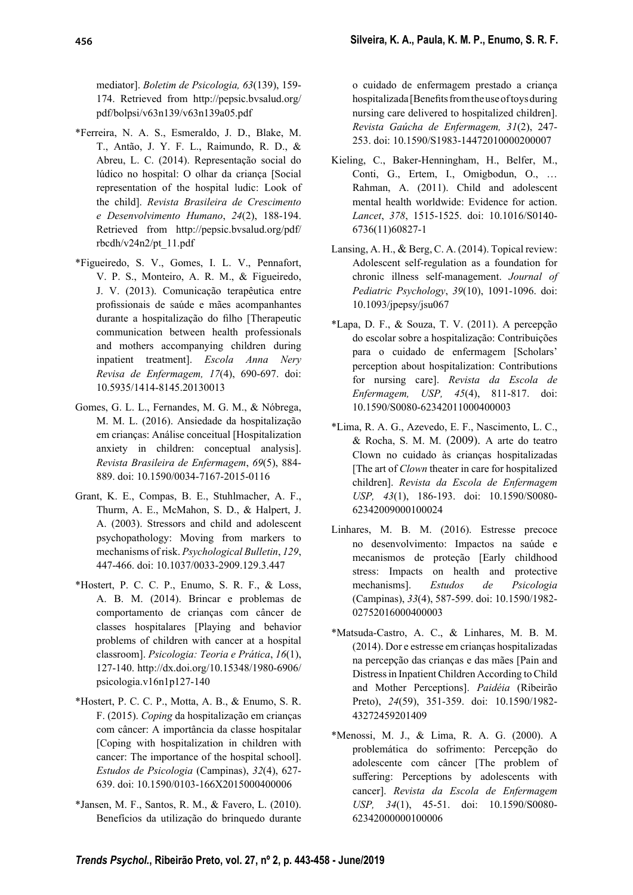mediator]. *Boletim de Psicologia, 63*(139), 159-174. Retrieved from http://pepsic.bvsalud.org/pdf/bolpsi/v63n139/v63n139a05.pdf

*Ferreira, N. A. S., Esmeraldo, J. D., Blake, M. T., Antão, J. Y. F. L., Raimundo, R. D., & Abreu, L. C. (2014). Representação social do lúdico no hospital: O olhar da criança [Social representation of the hospital ludic: Look of the child]. *Revista Brasileira de Crescimento e Desenvolvimento Humano*, *24*(2), 188-194. Retrieved from http://pepsic.bvsalud.org/pdf/rbcdh/v24n2/pt_11.pdf

*Figueiredo, S. V., Gomes, I. L. V., Pennafort, V. P. S., Monteiro, A. R. M., & Figueiredo, J. V. (2013). Comunicação terapêutica entre profissionais de saúde e mães acompanhantes durante a hospitalização do filho [Therapeutic communication between health professionals and mothers accompanying children during inpatient treatment]. *Escola Anna Nery Revisa de Enfermagem, 17*(4), 690-697. doi: 10.5935/1414-8145.20130013

Gomes, G. L. L., Fernandes, M. G. M., & Nóbrega, M. M. L. (2016). Ansiedade da hospitalização em crianças: Análise conceitual [Hospitalization anxiety in children: conceptual analysis]. *Revista Brasileira de Enfermagem*, *69*(5), 884-889. doi: 10.1590/0034-7167-2015-0116

Grant, K. E., Compas, B. E., Stuhlmacher, A. F., Thurm, A. E., McMahon, S. D., & Halpert, J. A. (2003). Stressors and child and adolescent psychopathology: Moving from markers to mechanisms of risk. *Psychological Bulletin*, *129*, 447-466. doi: 10.1037/0033-2909.129.3.447

*Hostert, P. C. C. P., Enumo, S. R. F., & Loss, A. B. M. (2014). Brincar e problemas de comportamento de crianças com câncer de classes hospitalares [Playing and behavior problems of children with cancer at a hospital classroom]. *Psicologia: Teoria e Prática*, *16*(1), 127-140. http://dx.doi.org/10.15348/1980-6906/psicologia.v16n1p127-140

*Hostert, P. C. C. P., Motta, A. B., & Enumo, S. R. F. (2015). *Coping* da hospitalização em crianças com câncer: A importância da classe hospitalar [Coping with hospitalization in children with cancer: The importance of the hospital school]. *Estudos de Psicologia* (Campinas), *32*(4), 627-639. doi: 10.1590/0103-166X2015000400006

*Jansen, M. F., Santos, R. M., & Favero, L. (2010). Benefícios da utilização do brinquedo durante o cuidado de enfermagem prestado a criança hospitalizada [Benefits from the use of toys during nursing care delivered to hospitalized children]. *Revista Gaúcha de Enfermagem, 31*(2), 247-253. doi: 10.1590/S1983-14472010000200007

Kieling, C., Baker-Henningham, H., Belfer, M., Conti, G., Ertem, I., Omigbodun, O., … Rahman, A. (2011). Child and adolescent mental health worldwide: Evidence for action. *Lancet*, *378*, 1515-1525. doi: 10.1016/S0140-6736(11)60827-1

Lansing, A. H., & Berg, C. A. (2014). Topical review: Adolescent self-regulation as a foundation for chronic illness self-management. *Journal of Pediatric Psychology*, *39*(10), 1091-1096. doi: 10.1093/jpepsy/jsu067

*Lapa, D. F., & Souza, T. V. (2011). A percepção do escolar sobre a hospitalização: Contribuições para o cuidado de enfermagem [Scholars' perception about hospitalization: Contributions for nursing care]. *Revista da Escola de Enfermagem, USP, 45*(4), 811-817. doi: 10.1590/S0080-62342011000400003

*Lima, R. A. G., Azevedo, E. F., Nascimento, L. C., & Rocha, S. M. M. (2009). A arte do teatro Clown no cuidado às crianças hospitalizadas [The art of *Clown* theater in care for hospitalized children]. *Revista da Escola de Enfermagem USP, 43*(1), 186-193. doi: 10.1590/S0080-62342009000100024

Linhares, M. B. M. (2016). Estresse precoce no desenvolvimento: Impactos na saúde e mecanismos de proteção [Early childhood stress: Impacts on health and protective mechanisms]. *Estudos de Psicologia* (Campinas), *33*(4), 587-599. doi: 10.1590/1982-02752016000400003

*Matsuda-Castro, A. C., & Linhares, M. B. M. (2014). Dor e estresse em crianças hospitalizadas na percepção das crianças e das mães [Pain and Distress in Inpatient Children According to Child and Mother Perceptions]. *Paidéia* (Ribeirão Preto), *24*(59), 351-359. doi: 10.1590/1982-43272459201409

*Menossi, M. J., & Lima, R. A. G. (2000). A problemática do sofrimento: Percepção do adolescente com câncer [The problem of suffering: Perceptions by adolescents with cancer]. *Revista da Escola de Enfermagem USP, 34*(1), 45-51. doi: 10.1590/S0080-62342000000100006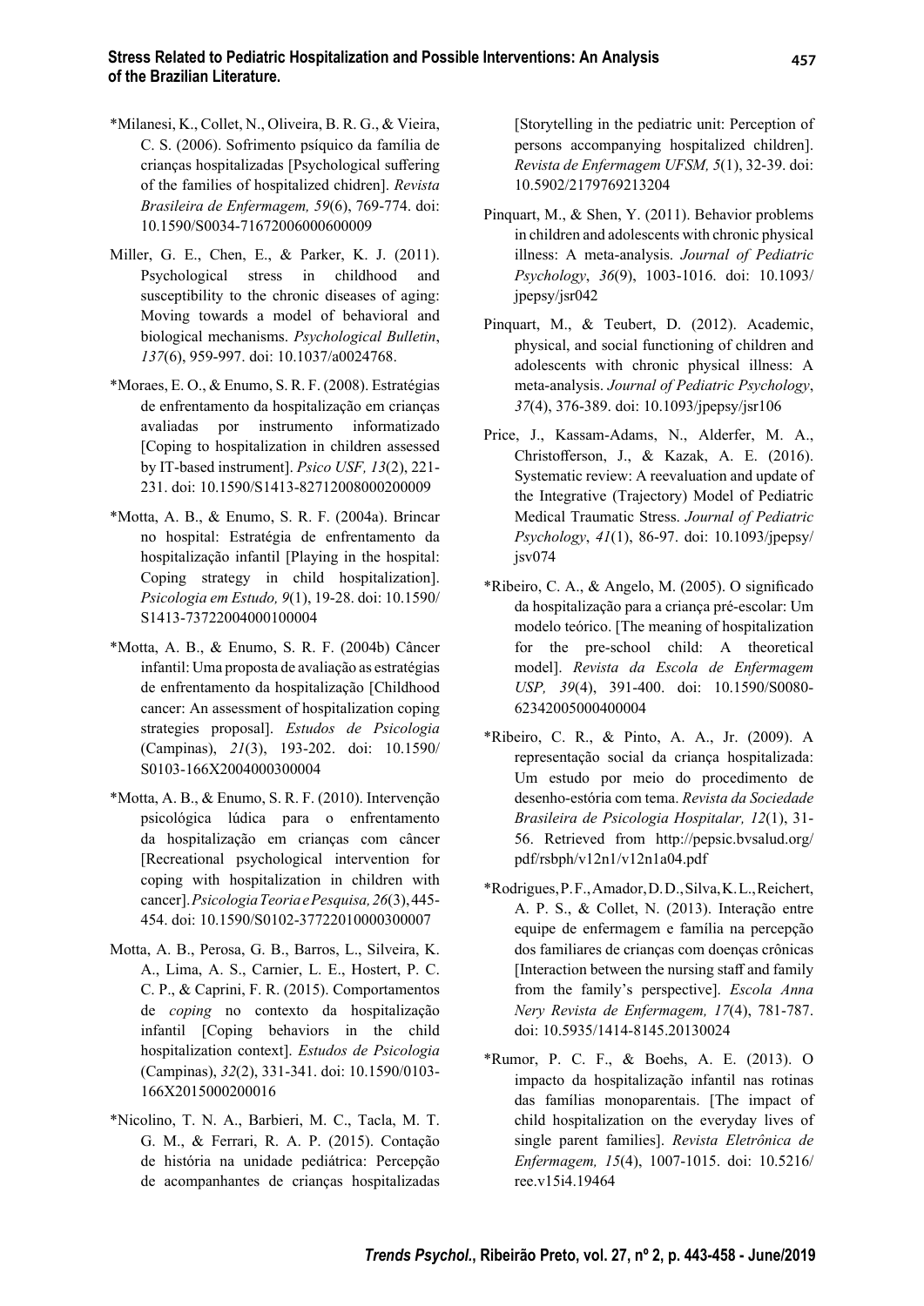*Milanesi, K., Collet, N., Oliveira, B. R. G., & Vieira, C. S. (2006). Sofrimento psíquico da família de crianças hospitalizadas [Psychological suffering of the families of hospitalized chidren]. *Revista Brasileira de Enfermagem, 59*(6), 769-774. doi: 10.1590/S0034-71672006000600009

Miller, G. E., Chen, E., & Parker, K. J. (2011). Psychological stress in childhood and susceptibility to the chronic diseases of aging: Moving towards a model of behavioral and biological mechanisms. *Psychological Bulletin*, *137*(6), 959-997. doi: 10.1037/a0024768.

*Moraes, E. O., & Enumo, S. R. F. (2008). Estratégias de enfrentamento da hospitalização em crianças avaliadas por instrumento informatizado [Coping to hospitalization in children assessed by IT-based instrument]. *Psico USF, 13*(2), 221-231. doi: 10.1590/S1413-82712008000200009

*Motta, A. B., & Enumo, S. R. F. (2004a). Brincar no hospital: Estratégia de enfrentamento da hospitalização infantil [Playing in the hospital: Coping strategy in child hospitalization]. *Psicologia em Estudo, 9*(1), 19-28. doi: 10.1590/S1413-73722004000100004

*Motta, A. B., & Enumo, S. R. F. (2004b) Câncer infantil: Uma proposta de avaliação as estratégias de enfrentamento da hospitalização [Childhood cancer: An assessment of hospitalization coping strategies proposal]. *Estudos de Psicologia* (Campinas), *21*(3), 193-202. doi: 10.1590/S0103-166X2004000300004

*Motta, A. B., & Enumo, S. R. F. (2010). Intervenção psicológica lúdica para o enfrentamento da hospitalização em crianças com câncer [Recreational psychological intervention for coping with hospitalization in children with cancer]. *Psicologia Teoria e Pesquisa, 26*(3), 445-454. doi: 10.1590/S0102-37722010000300007

Motta, A. B., Perosa, G. B., Barros, L., Silveira, K. A., Lima, A. S., Carnier, L. E., Hostert, P. C. C. P., & Caprini, F. R. (2015). Comportamentos de *coping* no contexto da hospitalização infantil [Coping behaviors in the child hospitalization context]. *Estudos de Psicologia* (Campinas), *32*(2), 331-341. doi: 10.1590/0103-166X2015000200016

*Nicolino, T. N. A., Barbieri, M. C., Tacla, M. T. G. M., & Ferrari, R. A. P. (2015). Contação de história na unidade pediátrica: Percepção de acompanhantes de crianças hospitalizadas [Storytelling in the pediatric unit: Perception of persons accompanying hospitalized children]. *Revista de Enfermagem UFSM, 5*(1), 32-39. doi: 10.5902/2179769213204

Pinquart, M., & Shen, Y. (2011). Behavior problems in children and adolescents with chronic physical illness: A meta-analysis. *Journal of Pediatric Psychology*, *36*(9), 1003-1016. doi: 10.1093/jpepsy/jsr042

Pinquart, M., & Teubert, D. (2012). Academic, physical, and social functioning of children and adolescents with chronic physical illness: A meta-analysis. *Journal of Pediatric Psychology*, *37*(4), 376-389. doi: 10.1093/jpepsy/jsr106

Price, J., Kassam-Adams, N., Alderfer, M. A., Christofferson, J., & Kazak, A. E. (2016). Systematic review: A reevaluation and update of the Integrative (Trajectory) Model of Pediatric Medical Traumatic Stress. *Journal of Pediatric Psychology*, *41*(1), 86-97. doi: 10.1093/jpepsy/jsv074

*Ribeiro, C. A., & Angelo, M. (2005). O significado da hospitalização para a criança pré-escolar: Um modelo teórico. [The meaning of hospitalization for the pre-school child: A theoretical model]. *Revista da Escola de Enfermagem USP, 39*(4), 391-400. doi: 10.1590/S0080-62342005000400004

*Ribeiro, C. R., & Pinto, A. A., Jr. (2009). A representação social da criança hospitalizada: Um estudo por meio do procedimento de desenho-estória com tema. *Revista da Sociedade Brasileira de Psicologia Hospitalar, 12*(1), 31-56. Retrieved from http://pepsic.bvsalud.org/pdf/rsbph/v12n1/v12n1a04.pdf

*Rodrigues, P. F., Amador, D. D., Silva, K. L., Reichert, A. P. S., & Collet, N. (2013). Interação entre equipe de enfermagem e família na percepção dos familiares de crianças com doenças crônicas [Interaction between the nursing staff and family from the family's perspective]. *Escola Anna Nery Revista de Enfermagem, 17*(4), 781-787. doi: 10.5935/1414-8145.20130024

*Rumor, P. C. F., & Boehs, A. E. (2013). O impacto da hospitalização infantil nas rotinas das famílias monoparentais. [The impact of child hospitalization on the everyday lives of single parent families]. *Revista Eletrônica de Enfermagem, 15*(4), 1007-1015. doi: 10.5216/ree.v15i4.19464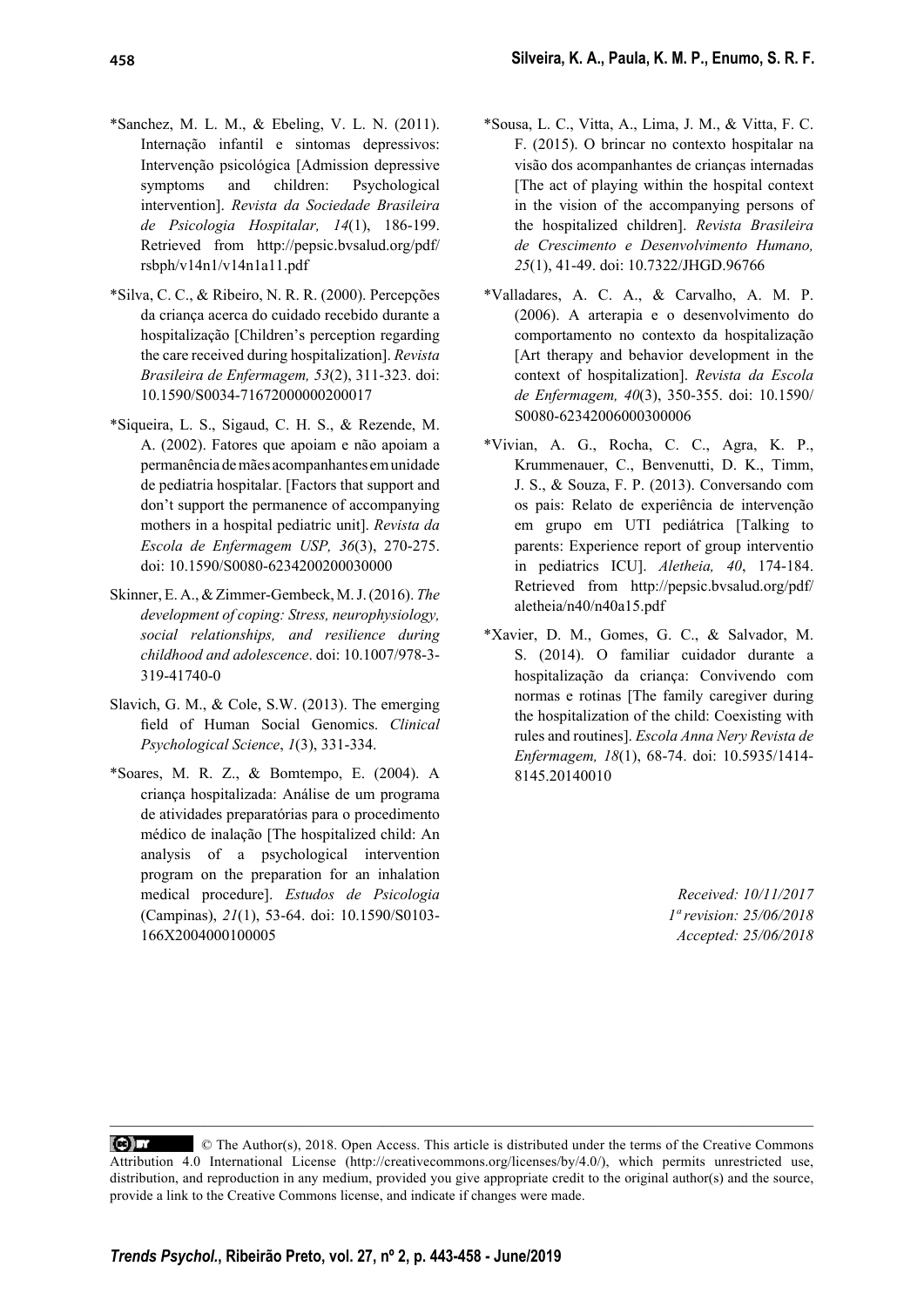*Sanchez, M. L. M., & Ebeling, V. L. N. (2011). Internação infantil e sintomas depressivos: Intervenção psicológica [Admission depressive symptoms and children: Psychological intervention]. *Revista da Sociedade Brasileira de Psicologia Hospitalar, 14*(1), 186-199. Retrieved from http://pepsic.bvsalud.org/pdf/rsbph/v14n1/v14n1a11.pdf

*Silva, C. C., & Ribeiro, N. R. R. (2000). Percepções da criança acerca do cuidado recebido durante a hospitalização [Children's perception regarding the care received during hospitalization]. *Revista Brasileira de Enfermagem, 53*(2), 311-323. doi: 10.1590/S0034-71672000000200017

*Siqueira, L. S., Sigaud, C. H. S., & Rezende, M. A. (2002). Fatores que apoiam e não apoiam a permanência de mães acompanhantes em unidade de pediatria hospitalar. [Factors that support and don't support the permanence of accompanying mothers in a hospital pediatric unit]. *Revista da Escola de Enfermagem USP, 36*(3), 270-275. doi: 10.1590/S0080-62342002000300000

Skinner, E. A., & Zimmer-Gembeck, M. J. (2016). *The development of coping: Stress, neurophysiology, social relationships, and resilience during childhood and adolescence*. doi: 10.1007/978-3-319-41740-0

Slavich, G. M., & Cole, S.W. (2013). The emerging field of Human Social Genomics. *Clinical Psychological Science*, *1*(3), 331-334.

*Soares, M. R. Z., & Bomtempo, E. (2004). A criança hospitalizada: Análise de um programa de atividades preparatórias para o procedimento médico de inalação [The hospitalized child: An analysis of a psychological intervention program on the preparation for an inhalation medical procedure]. *Estudos de Psicologia* (Campinas), *21*(1), 53-64. doi: 10.1590/S0103-166X2004000100005

*Sousa, L. C., Vitta, A., Lima, J. M., & Vitta, F. C. F. (2015). O brincar no contexto hospitalar na visão dos acompanhantes de crianças internadas [The act of playing within the hospital context in the vision of the accompanying persons of the hospitalized children]. *Revista Brasileira de Crescimento e Desenvolvimento Humano, 25*(1), 41-49. doi: 10.7322/JHGD.96766

*Valladares, A. C. A., & Carvalho, A. M. P. (2006). A arterapia e o desenvolvimento do comportamento no contexto da hospitalização [Art therapy and behavior development in the context of hospitalization]. *Revista da Escola de Enfermagem, 40*(3), 350-355. doi: 10.1590/S0080-62342006000300006

*Vivian, A. G., Rocha, C. C., Agra, K. P., Krummenauer, C., Benvenutti, D. K., Timm, J. S., & Souza, F. P. (2013). Conversando com os pais: Relato de experiência de intervenção em grupo em UTI pediátrica [Talking to parents: Experience report of group interventio in pediatrics ICU]. *Aletheia, 40*, 174-184. Retrieved from http://pepsic.bvsalud.org/pdf/aletheia/n40/n40a15.pdf

*Xavier, D. M., Gomes, G. C., & Salvador, M. S. (2014). O familiar cuidador durante a hospitalização da criança: Convivendo com normas e rotinas [The family caregiver during the hospitalization of the child: Coexisting with rules and routines]. *Escola Anna Nery Revista de Enfermagem, 18*(1), 68-74. doi: 10.5935/1414-8145.20140010

*Received: 10/11/2017*
*1ª revision: 25/06/2018*
*Accepted: 25/06/2018*

© The Author(s), 2018. Open Access. This article is distributed under the terms of the Creative Commons Attribution 4.0 International License (http://creativecommons.org/licenses/by/4.0/), which permits unrestricted use, distribution, and reproduction in any medium, provided you give appropriate credit to the original author(s) and the source, provide a link to the Creative Commons license, and indicate if changes were made.